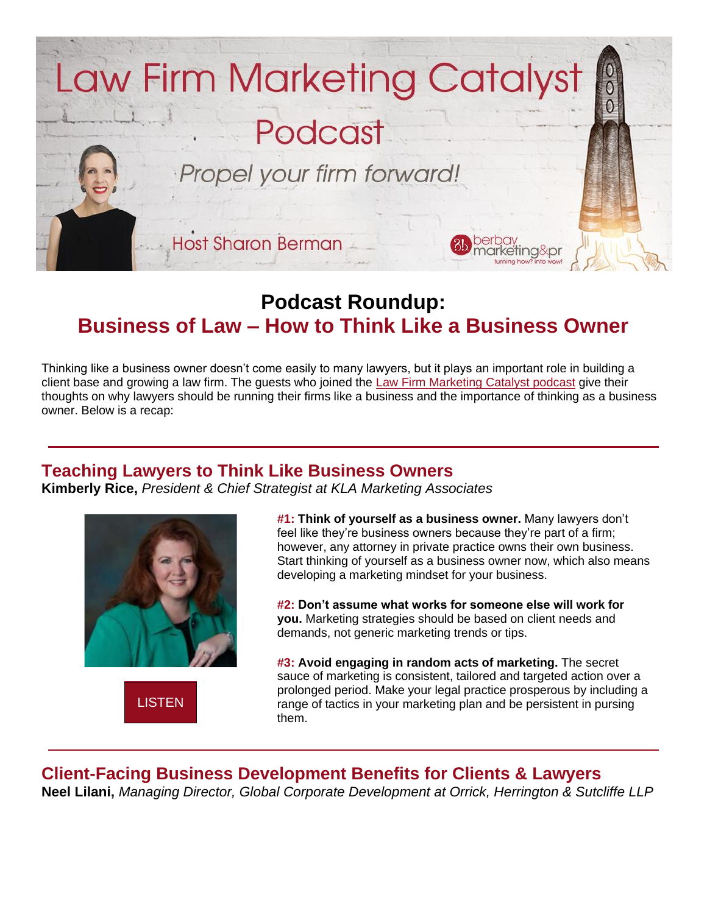Law Firm Marketing Catalyst

Podcast

*Propel your firm forward!*

Host Sharon Berman

berbay marketing&pr
turning how? into wow!

# Podcast Roundup:
# Business of Law – How to Think Like a Business Owner

Thinking like a business owner doesn't come easily to many lawyers, but it plays an important role in building a client base and growing a law firm. The guests who joined the Law Firm Marketing Catalyst podcast give their thoughts on why lawyers should be running their firms like a business and the importance of thinking as a business owner. Below is a recap:

---

## Teaching Lawyers to Think Like Business Owners

**Kimberly Rice,** *President & Chief Strategist at KLA Marketing Associates*

LISTEN

**#1: Think of yourself as a business owner.** Many lawyers don't feel like they're business owners because they're part of a firm; however, any attorney in private practice owns their own business. Start thinking of yourself as a business owner now, which also means developing a marketing mindset for your business.

**#2: Don't assume what works for someone else will work for you.** Marketing strategies should be based on client needs and demands, not generic marketing trends or tips.

**#3: Avoid engaging in random acts of marketing.** The secret sauce of marketing is consistent, tailored and targeted action over a prolonged period. Make your legal practice prosperous by including a range of tactics in your marketing plan and be persistent in pursing them.

---

## Client-Facing Business Development Benefits for Clients & Lawyers

**Neel Lilani,** *Managing Director, Global Corporate Development at Orrick, Herrington & Sutcliffe LLP*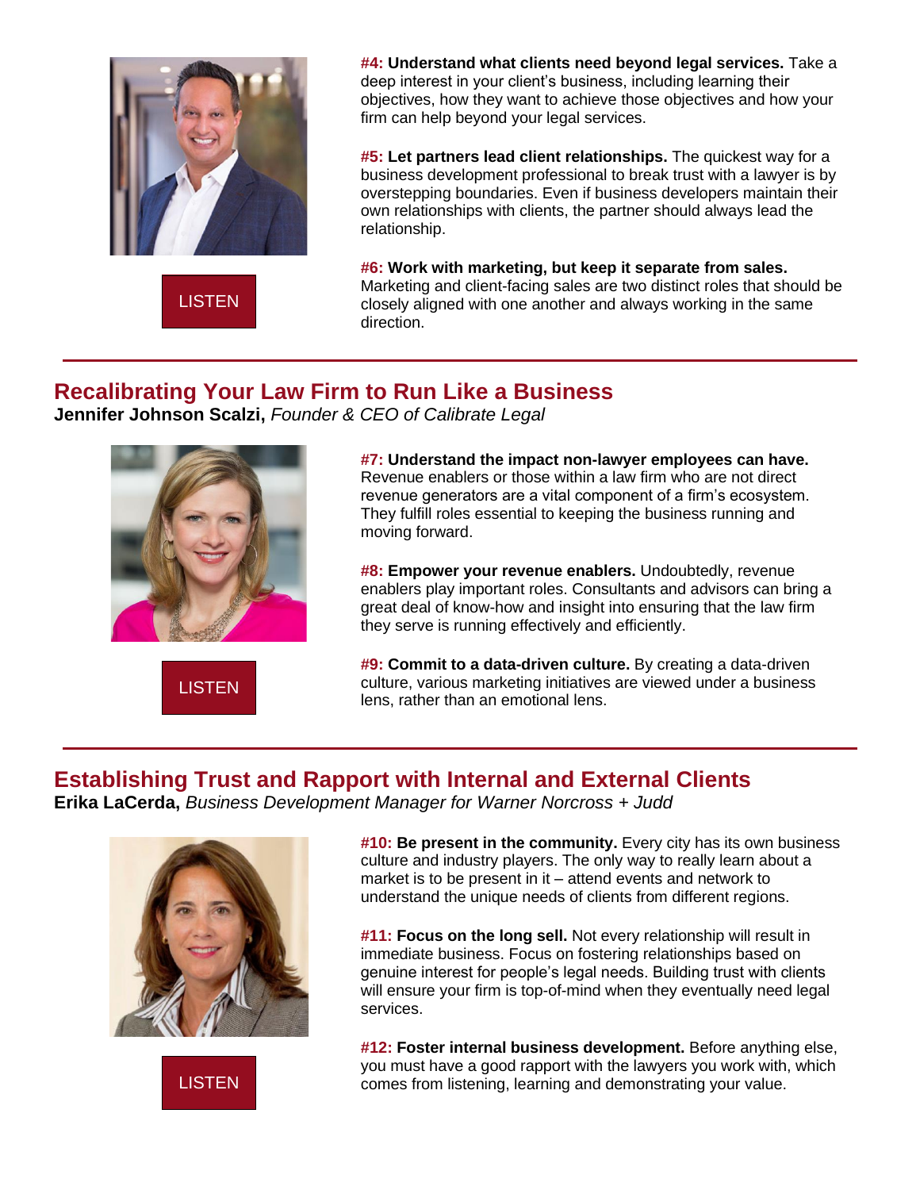LISTEN

**#4: Understand what clients need beyond legal services.** Take a deep interest in your client's business, including learning their objectives, how they want to achieve those objectives and how your firm can help beyond your legal services.

**#5: Let partners lead client relationships.** The quickest way for a business development professional to break trust with a lawyer is by overstepping boundaries. Even if business developers maintain their own relationships with clients, the partner should always lead the relationship.

**#6: Work with marketing, but keep it separate from sales.** Marketing and client-facing sales are two distinct roles that should be closely aligned with one another and always working in the same direction.

---

## Recalibrating Your Law Firm to Run Like a Business

**Jennifer Johnson Scalzi,** *Founder & CEO of Calibrate Legal*

LISTEN

**#7: Understand the impact non-lawyer employees can have.** Revenue enablers or those within a law firm who are not direct revenue generators are a vital component of a firm's ecosystem. They fulfill roles essential to keeping the business running and moving forward.

**#8: Empower your revenue enablers.** Undoubtedly, revenue enablers play important roles. Consultants and advisors can bring a great deal of know-how and insight into ensuring that the law firm they serve is running effectively and efficiently.

**#9: Commit to a data-driven culture.** By creating a data-driven culture, various marketing initiatives are viewed under a business lens, rather than an emotional lens.

---

## Establishing Trust and Rapport with Internal and External Clients

**Erika LaCerda,** *Business Development Manager for Warner Norcross + Judd*

LISTEN

**#10: Be present in the community.** Every city has its own business culture and industry players. The only way to really learn about a market is to be present in it – attend events and network to understand the unique needs of clients from different regions.

**#11: Focus on the long sell.** Not every relationship will result in immediate business. Focus on fostering relationships based on genuine interest for people's legal needs. Building trust with clients will ensure your firm is top-of-mind when they eventually need legal services.

**#12: Foster internal business development.** Before anything else, you must have a good rapport with the lawyers you work with, which comes from listening, learning and demonstrating your value.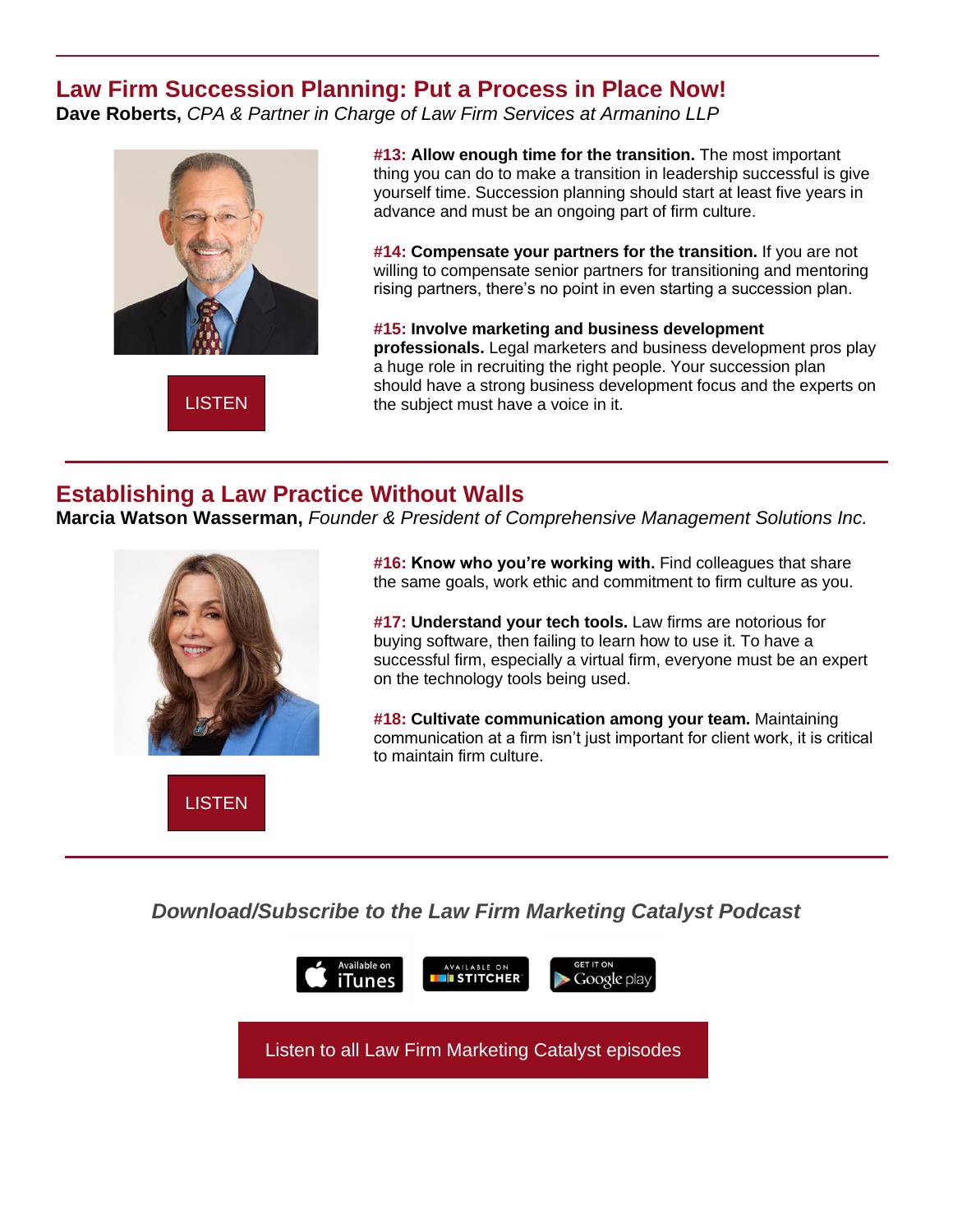## Law Firm Succession Planning: Put a Process in Place Now!

**Dave Roberts,** *CPA & Partner in Charge of Law Firm Services at Armanino LLP*

LISTEN

**#13: Allow enough time for the transition.** The most important thing you can do to make a transition in leadership successful is give yourself time. Succession planning should start at least five years in advance and must be an ongoing part of firm culture.

**#14: Compensate your partners for the transition.** If you are not willing to compensate senior partners for transitioning and mentoring rising partners, there's no point in even starting a succession plan.

**#15: Involve marketing and business development professionals.** Legal marketers and business development pros play a huge role in recruiting the right people. Your succession plan should have a strong business development focus and the experts on the subject must have a voice in it.

## Establishing a Law Practice Without Walls

**Marcia Watson Wasserman,** *Founder & President of Comprehensive Management Solutions Inc.*

LISTEN

**#16: Know who you're working with.** Find colleagues that share the same goals, work ethic and commitment to firm culture as you.

**#17: Understand your tech tools.** Law firms are notorious for buying software, then failing to learn how to use it. To have a successful firm, especially a virtual firm, everyone must be an expert on the technology tools being used.

**#18: Cultivate communication among your team.** Maintaining communication at a firm isn't just important for client work, it is critical to maintain firm culture.

***Download/Subscribe to the Law Firm Marketing Catalyst Podcast***

Available on iTunes | Available on Stitcher | Get it on Google play

Listen to all Law Firm Marketing Catalyst episodes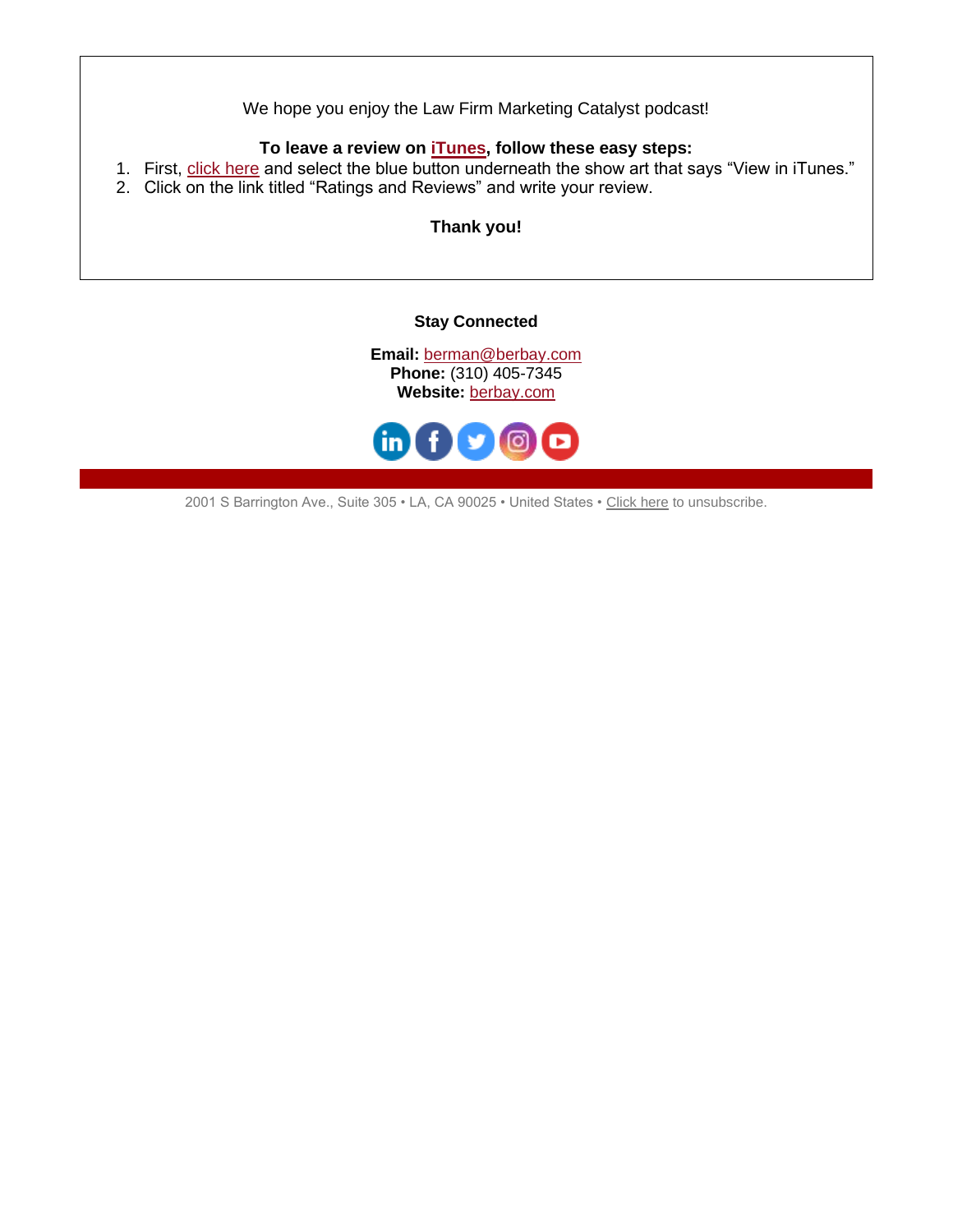We hope you enjoy the Law Firm Marketing Catalyst podcast!

**To leave a review on iTunes, follow these easy steps:**

1. First, click here and select the blue button underneath the show art that says “View in iTunes.”
2. Click on the link titled “Ratings and Reviews” and write your review.

**Thank you!**

**Stay Connected**

**Email:** berman@berbay.com
**Phone:** (310) 405-7345
**Website:** berbay.com

2001 S Barrington Ave., Suite 305 • LA, CA 90025 • United States • Click here to unsubscribe.